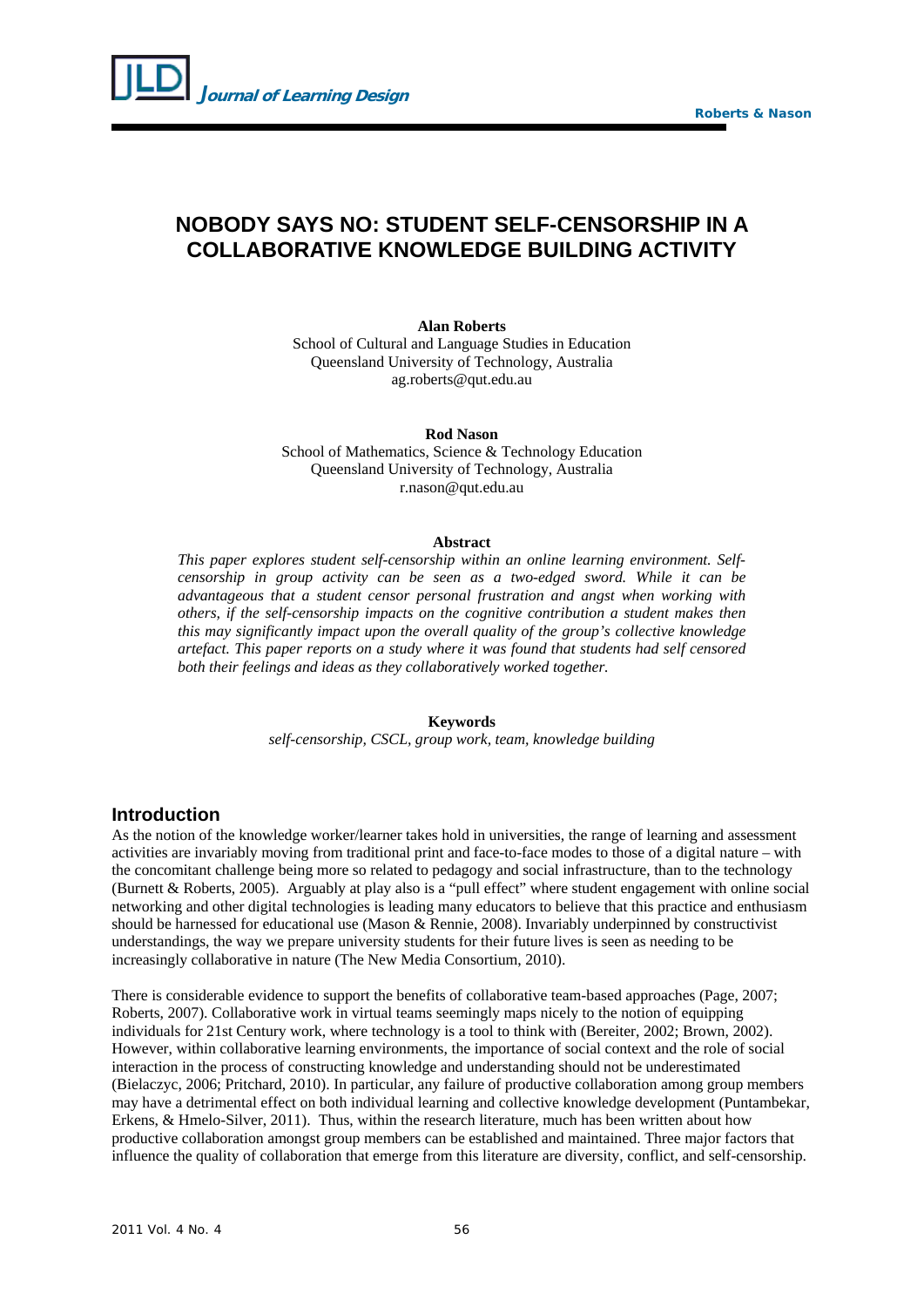# NOBODY SAYS NO: STUDENT SELF-CENSORSHIP IN A COLLABORATIVE KNOWLEDGE BUILDING ACTIVITY

**Alan Roberts**
School of Cultural and Language Studies in Education
Queensland University of Technology, Australia
ag.roberts@qut.edu.au

**Rod Nason**
School of Mathematics, Science & Technology Education
Queensland University of Technology, Australia
r.nason@qut.edu.au

**Abstract**

*This paper explores student self-censorship within an online learning environment. Self-censorship in group activity can be seen as a two-edged sword. While it can be advantageous that a student censor personal frustration and angst when working with others, if the self-censorship impacts on the cognitive contribution a student makes then this may significantly impact upon the overall quality of the group's collective knowledge artefact. This paper reports on a study where it was found that students had self censored both their feelings and ideas as they collaboratively worked together.*

**Keywords**

*self-censorship, CSCL, group work, team, knowledge building*

## Introduction

As the notion of the knowledge worker/learner takes hold in universities, the range of learning and assessment activities are invariably moving from traditional print and face-to-face modes to those of a digital nature – with the concomitant challenge being more so related to pedagogy and social infrastructure, than to the technology (Burnett & Roberts, 2005). Arguably at play also is a "pull effect" where student engagement with online social networking and other digital technologies is leading many educators to believe that this practice and enthusiasm should be harnessed for educational use (Mason & Rennie, 2008). Invariably underpinned by constructivist understandings, the way we prepare university students for their future lives is seen as needing to be increasingly collaborative in nature (The New Media Consortium, 2010).

There is considerable evidence to support the benefits of collaborative team-based approaches (Page, 2007; Roberts, 2007). Collaborative work in virtual teams seemingly maps nicely to the notion of equipping individuals for 21st Century work, where technology is a tool to think with (Bereiter, 2002; Brown, 2002). However, within collaborative learning environments, the importance of social context and the role of social interaction in the process of constructing knowledge and understanding should not be underestimated (Bielaczyc, 2006; Pritchard, 2010). In particular, any failure of productive collaboration among group members may have a detrimental effect on both individual learning and collective knowledge development (Puntambekar, Erkens, & Hmelo-Silver, 2011). Thus, within the research literature, much has been written about how productive collaboration amongst group members can be established and maintained. Three major factors that influence the quality of collaboration that emerge from this literature are diversity, conflict, and self-censorship.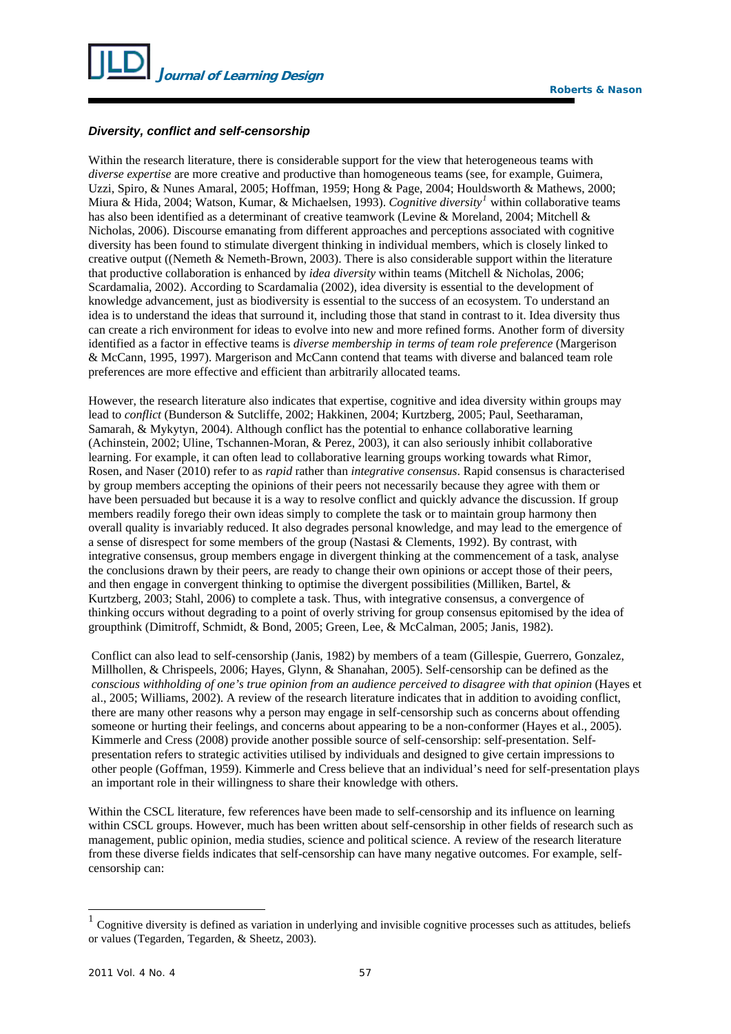### *Diversity, conflict and self-censorship*

Within the research literature, there is considerable support for the view that heterogeneous teams with *diverse expertise* are more creative and productive than homogeneous teams (see, for example, Guimera, Uzzi, Spiro, & Nunes Amaral, 2005; Hoffman, 1959; Hong & Page, 2004; Houldsworth & Mathews, 2000; Miura & Hida, 2004; Watson, Kumar, & Michaelsen, 1993). *Cognitive diversity*[1] within collaborative teams has also been identified as a determinant of creative teamwork (Levine & Moreland, 2004; Mitchell & Nicholas, 2006). Discourse emanating from different approaches and perceptions associated with cognitive diversity has been found to stimulate divergent thinking in individual members, which is closely linked to creative output ((Nemeth & Nemeth-Brown, 2003). There is also considerable support within the literature that productive collaboration is enhanced by *idea diversity* within teams (Mitchell & Nicholas, 2006; Scardamalia, 2002). According to Scardamalia (2002), idea diversity is essential to the development of knowledge advancement, just as biodiversity is essential to the success of an ecosystem. To understand an idea is to understand the ideas that surround it, including those that stand in contrast to it. Idea diversity thus can create a rich environment for ideas to evolve into new and more refined forms. Another form of diversity identified as a factor in effective teams is *diverse membership in terms of team role preference* (Margerison & McCann, 1995, 1997). Margerison and McCann contend that teams with diverse and balanced team role preferences are more effective and efficient than arbitrarily allocated teams.

However, the research literature also indicates that expertise, cognitive and idea diversity within groups may lead to *conflict* (Bunderson & Sutcliffe, 2002; Hakkinen, 2004; Kurtzberg, 2005; Paul, Seetharaman, Samarah, & Mykytyn, 2004). Although conflict has the potential to enhance collaborative learning (Achinstein, 2002; Uline, Tschannen-Moran, & Perez, 2003), it can also seriously inhibit collaborative learning. For example, it can often lead to collaborative learning groups working towards what Rimor, Rosen, and Naser (2010) refer to as *rapid* rather than *integrative consensus*. Rapid consensus is characterised by group members accepting the opinions of their peers not necessarily because they agree with them or have been persuaded but because it is a way to resolve conflict and quickly advance the discussion. If group members readily forego their own ideas simply to complete the task or to maintain group harmony then overall quality is invariably reduced. It also degrades personal knowledge, and may lead to the emergence of a sense of disrespect for some members of the group (Nastasi & Clements, 1992). By contrast, with integrative consensus, group members engage in divergent thinking at the commencement of a task, analyse the conclusions drawn by their peers, are ready to change their own opinions or accept those of their peers, and then engage in convergent thinking to optimise the divergent possibilities (Milliken, Bartel, & Kurtzberg, 2003; Stahl, 2006) to complete a task. Thus, with integrative consensus, a convergence of thinking occurs without degrading to a point of overly striving for group consensus epitomised by the idea of groupthink (Dimitroff, Schmidt, & Bond, 2005; Green, Lee, & McCalman, 2005; Janis, 1982).

Conflict can also lead to self-censorship (Janis, 1982) by members of a team (Gillespie, Guerrero, Gonzalez, Millhollen, & Chrispeels, 2006; Hayes, Glynn, & Shanahan, 2005). Self-censorship can be defined as the *conscious withholding of one's true opinion from an audience perceived to disagree with that opinion* (Hayes et al., 2005; Williams, 2002). A review of the research literature indicates that in addition to avoiding conflict, there are many other reasons why a person may engage in self-censorship such as concerns about offending someone or hurting their feelings, and concerns about appearing to be a non-conformer (Hayes et al., 2005). Kimmerle and Cress (2008) provide another possible source of self-censorship: self-presentation. Self-presentation refers to strategic activities utilised by individuals and designed to give certain impressions to other people (Goffman, 1959). Kimmerle and Cress believe that an individual's need for self-presentation plays an important role in their willingness to share their knowledge with others.

Within the CSCL literature, few references have been made to self-censorship and its influence on learning within CSCL groups. However, much has been written about self-censorship in other fields of research such as management, public opinion, media studies, science and political science. A review of the research literature from these diverse fields indicates that self-censorship can have many negative outcomes. For example, self-censorship can:

---

[1] Cognitive diversity is defined as variation in underlying and invisible cognitive processes such as attitudes, beliefs or values (Tegarden, Tegarden, & Sheetz, 2003).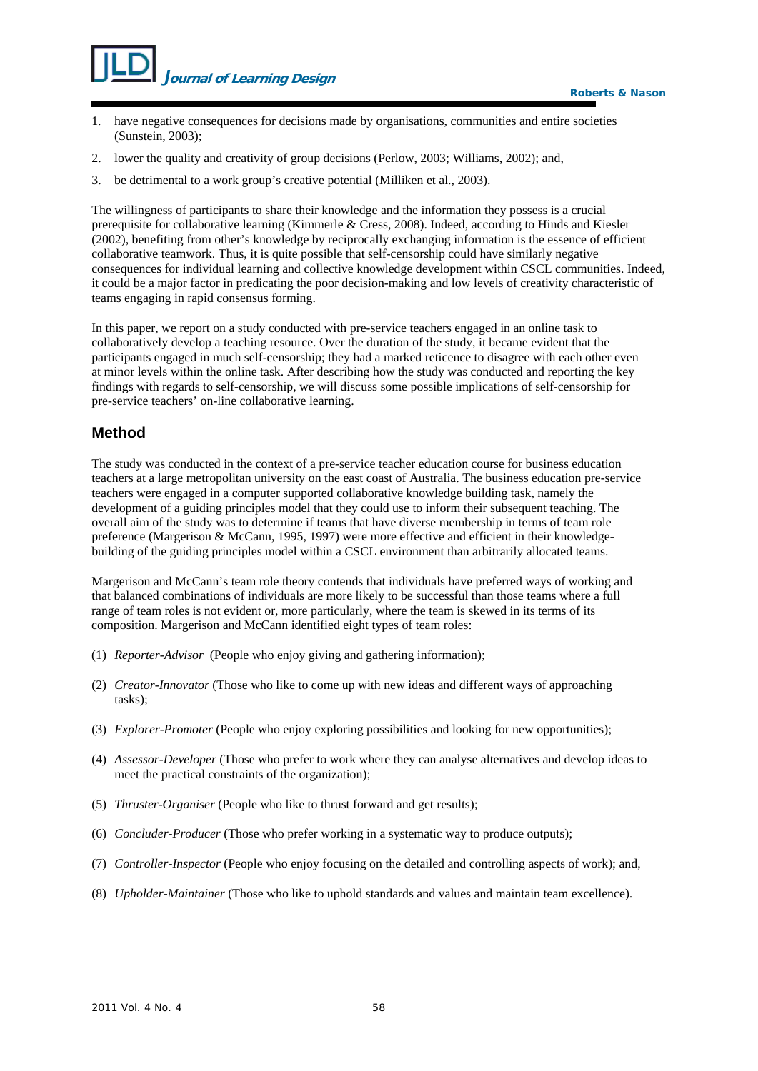1. have negative consequences for decisions made by organisations, communities and entire societies (Sunstein, 2003);
2. lower the quality and creativity of group decisions (Perlow, 2003; Williams, 2002); and,
3. be detrimental to a work group's creative potential (Milliken et al., 2003).

The willingness of participants to share their knowledge and the information they possess is a crucial prerequisite for collaborative learning (Kimmerle & Cress, 2008). Indeed, according to Hinds and Kiesler (2002), benefiting from other's knowledge by reciprocally exchanging information is the essence of efficient collaborative teamwork. Thus, it is quite possible that self-censorship could have similarly negative consequences for individual learning and collective knowledge development within CSCL communities. Indeed, it could be a major factor in predicating the poor decision-making and low levels of creativity characteristic of teams engaging in rapid consensus forming.

In this paper, we report on a study conducted with pre-service teachers engaged in an online task to collaboratively develop a teaching resource. Over the duration of the study, it became evident that the participants engaged in much self-censorship; they had a marked reticence to disagree with each other even at minor levels within the online task. After describing how the study was conducted and reporting the key findings with regards to self-censorship, we will discuss some possible implications of self-censorship for pre-service teachers' on-line collaborative learning.

## Method

The study was conducted in the context of a pre-service teacher education course for business education teachers at a large metropolitan university on the east coast of Australia. The business education pre-service teachers were engaged in a computer supported collaborative knowledge building task, namely the development of a guiding principles model that they could use to inform their subsequent teaching. The overall aim of the study was to determine if teams that have diverse membership in terms of team role preference (Margerison & McCann, 1995, 1997) were more effective and efficient in their knowledge-building of the guiding principles model within a CSCL environment than arbitrarily allocated teams.

Margerison and McCann's team role theory contends that individuals have preferred ways of working and that balanced combinations of individuals are more likely to be successful than those teams where a full range of team roles is not evident or, more particularly, where the team is skewed in its terms of its composition. Margerison and McCann identified eight types of team roles:

(1) *Reporter-Advisor* (People who enjoy giving and gathering information);

(2) *Creator-Innovator* (Those who like to come up with new ideas and different ways of approaching tasks);

(3) *Explorer-Promoter* (People who enjoy exploring possibilities and looking for new opportunities);

(4) *Assessor-Developer* (Those who prefer to work where they can analyse alternatives and develop ideas to meet the practical constraints of the organization);

(5) *Thruster-Organiser* (People who like to thrust forward and get results);

(6) *Concluder-Producer* (Those who prefer working in a systematic way to produce outputs);

(7) *Controller-Inspector* (People who enjoy focusing on the detailed and controlling aspects of work); and,

(8) *Upholder-Maintainer* (Those who like to uphold standards and values and maintain team excellence).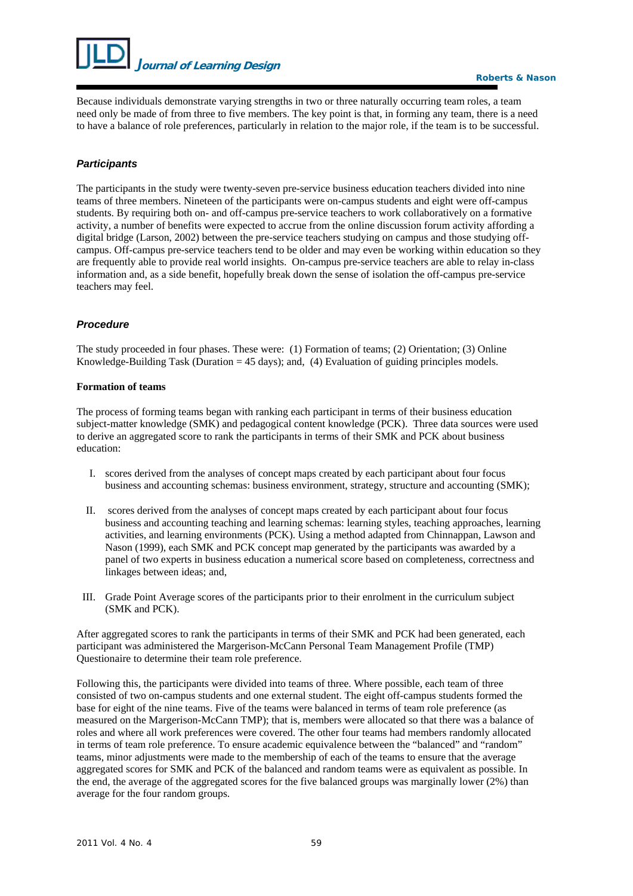Because individuals demonstrate varying strengths in two or three naturally occurring team roles, a team need only be made of from three to five members. The key point is that, in forming any team, there is a need to have a balance of role preferences, particularly in relation to the major role, if the team is to be successful.

### *Participants*

The participants in the study were twenty-seven pre-service business education teachers divided into nine teams of three members. Nineteen of the participants were on-campus students and eight were off-campus students. By requiring both on- and off-campus pre-service teachers to work collaboratively on a formative activity, a number of benefits were expected to accrue from the online discussion forum activity affording a digital bridge (Larson, 2002) between the pre-service teachers studying on campus and those studying off-campus. Off-campus pre-service teachers tend to be older and may even be working within education so they are frequently able to provide real world insights. On-campus pre-service teachers are able to relay in-class information and, as a side benefit, hopefully break down the sense of isolation the off-campus pre-service teachers may feel.

### *Procedure*

The study proceeded in four phases. These were: (1) Formation of teams; (2) Orientation; (3) Online Knowledge-Building Task (Duration = 45 days); and, (4) Evaluation of guiding principles models.

#### Formation of teams

The process of forming teams began with ranking each participant in terms of their business education subject-matter knowledge (SMK) and pedagogical content knowledge (PCK). Three data sources were used to derive an aggregated score to rank the participants in terms of their SMK and PCK about business education:

I. scores derived from the analyses of concept maps created by each participant about four focus business and accounting schemas: business environment, strategy, structure and accounting (SMK);

II. scores derived from the analyses of concept maps created by each participant about four focus business and accounting teaching and learning schemas: learning styles, teaching approaches, learning activities, and learning environments (PCK). Using a method adapted from Chinnappan, Lawson and Nason (1999), each SMK and PCK concept map generated by the participants was awarded by a panel of two experts in business education a numerical score based on completeness, correctness and linkages between ideas; and,

III. Grade Point Average scores of the participants prior to their enrolment in the curriculum subject (SMK and PCK).

After aggregated scores to rank the participants in terms of their SMK and PCK had been generated, each participant was administered the Margerison-McCann Personal Team Management Profile (TMP) Questionaire to determine their team role preference.

Following this, the participants were divided into teams of three. Where possible, each team of three consisted of two on-campus students and one external student. The eight off-campus students formed the base for eight of the nine teams. Five of the teams were balanced in terms of team role preference (as measured on the Margerison-McCann TMP); that is, members were allocated so that there was a balance of roles and where all work preferences were covered. The other four teams had members randomly allocated in terms of team role preference. To ensure academic equivalence between the "balanced" and "random" teams, minor adjustments were made to the membership of each of the teams to ensure that the average aggregated scores for SMK and PCK of the balanced and random teams were as equivalent as possible. In the end, the average of the aggregated scores for the five balanced groups was marginally lower (2%) than average for the four random groups.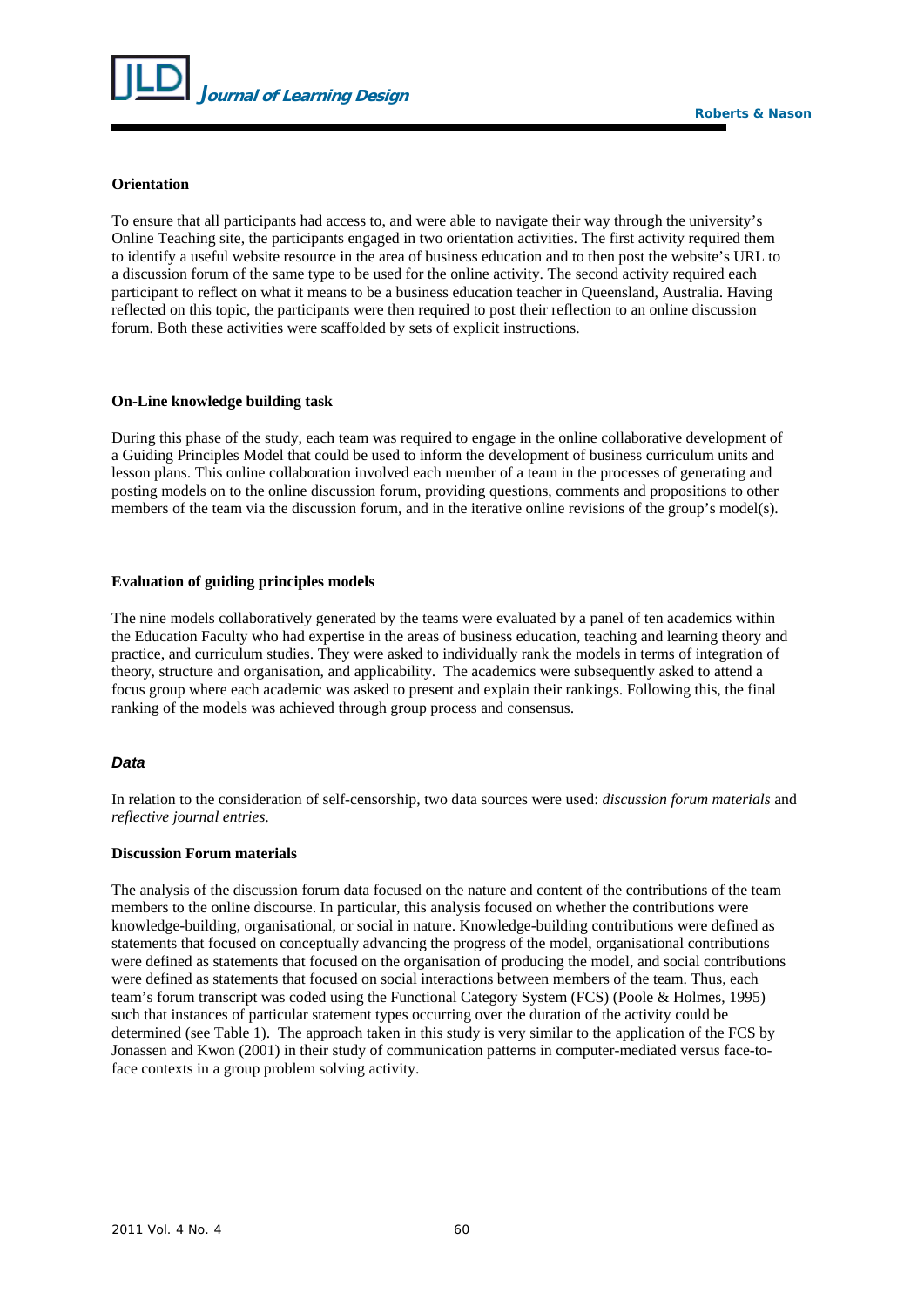**Orientation**

To ensure that all participants had access to, and were able to navigate their way through the university's Online Teaching site, the participants engaged in two orientation activities. The first activity required them to identify a useful website resource in the area of business education and to then post the website's URL to a discussion forum of the same type to be used for the online activity. The second activity required each participant to reflect on what it means to be a business education teacher in Queensland, Australia. Having reflected on this topic, the participants were then required to post their reflection to an online discussion forum. Both these activities were scaffolded by sets of explicit instructions.

**On-Line knowledge building task**

During this phase of the study, each team was required to engage in the online collaborative development of a Guiding Principles Model that could be used to inform the development of business curriculum units and lesson plans. This online collaboration involved each member of a team in the processes of generating and posting models on to the online discussion forum, providing questions, comments and propositions to other members of the team via the discussion forum, and in the iterative online revisions of the group's model(s).

**Evaluation of guiding principles models**

The nine models collaboratively generated by the teams were evaluated by a panel of ten academics within the Education Faculty who had expertise in the areas of business education, teaching and learning theory and practice, and curriculum studies. They were asked to individually rank the models in terms of integration of theory, structure and organisation, and applicability. The academics were subsequently asked to attend a focus group where each academic was asked to present and explain their rankings. Following this, the final ranking of the models was achieved through group process and consensus.

### *Data*

In relation to the consideration of self-censorship, two data sources were used: *discussion forum materials* and *reflective journal entries.*

**Discussion Forum materials**

The analysis of the discussion forum data focused on the nature and content of the contributions of the team members to the online discourse. In particular, this analysis focused on whether the contributions were knowledge-building, organisational, or social in nature. Knowledge-building contributions were defined as statements that focused on conceptually advancing the progress of the model, organisational contributions were defined as statements that focused on the organisation of producing the model, and social contributions were defined as statements that focused on social interactions between members of the team. Thus, each team's forum transcript was coded using the Functional Category System (FCS) (Poole & Holmes, 1995) such that instances of particular statement types occurring over the duration of the activity could be determined (see Table 1). The approach taken in this study is very similar to the application of the FCS by Jonassen and Kwon (2001) in their study of communication patterns in computer-mediated versus face-to-face contexts in a group problem solving activity.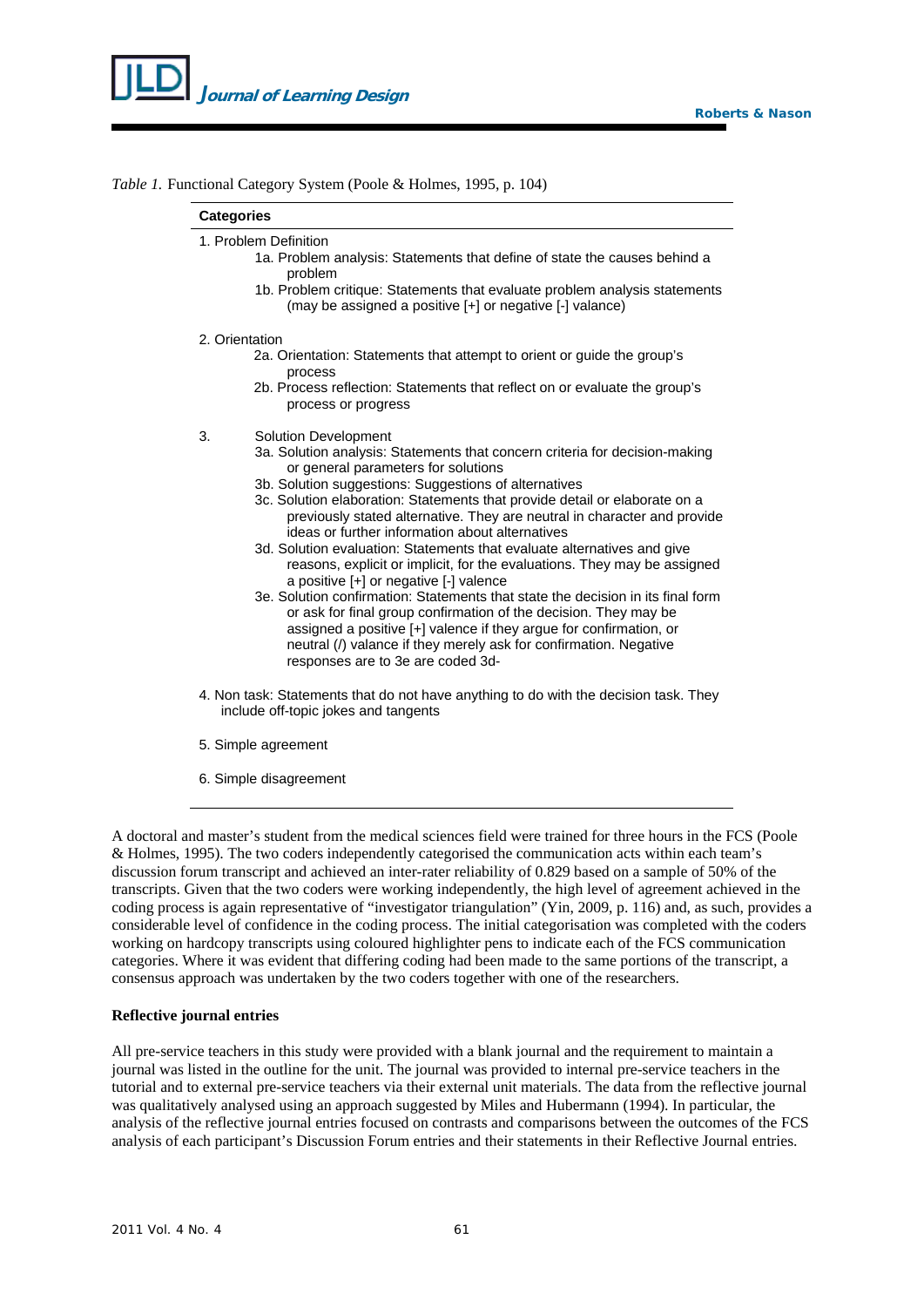*Table 1.* Functional Category System (Poole & Holmes, 1995, p. 104)

| Categories |
| --- |
| 1. Problem Definition<br>1a. Problem analysis: Statements that define of state the causes behind a problem<br>1b. Problem critique: Statements that evaluate problem analysis statements (may be assigned a positive [+] or negative [-] valance) |
| 2. Orientation<br>2a. Orientation: Statements that attempt to orient or guide the group's process<br>2b. Process reflection: Statements that reflect on or evaluate the group's process or progress |
| 3. Solution Development<br>3a. Solution analysis: Statements that concern criteria for decision-making or general parameters for solutions<br>3b. Solution suggestions: Suggestions of alternatives<br>3c. Solution elaboration: Statements that provide detail or elaborate on a previously stated alternative. They are neutral in character and provide ideas or further information about alternatives<br>3d. Solution evaluation: Statements that evaluate alternatives and give reasons, explicit or implicit, for the evaluations. They may be assigned a positive [+] or negative [-] valence<br>3e. Solution confirmation: Statements that state the decision in its final form or ask for final group confirmation of the decision. They may be assigned a positive [+] valence if they argue for confirmation, or neutral (/) valance if they merely ask for confirmation. Negative responses are to 3e are coded 3d- |
| 4. Non task: Statements that do not have anything to do with the decision task. They include off-topic jokes and tangents |
| 5. Simple agreement |
| 6. Simple disagreement |

A doctoral and master's student from the medical sciences field were trained for three hours in the FCS (Poole & Holmes, 1995). The two coders independently categorised the communication acts within each team's discussion forum transcript and achieved an inter-rater reliability of 0.829 based on a sample of 50% of the transcripts. Given that the two coders were working independently, the high level of agreement achieved in the coding process is again representative of "investigator triangulation" (Yin, 2009, p. 116) and, as such, provides a considerable level of confidence in the coding process. The initial categorisation was completed with the coders working on hardcopy transcripts using coloured highlighter pens to indicate each of the FCS communication categories. Where it was evident that differing coding had been made to the same portions of the transcript, a consensus approach was undertaken by the two coders together with one of the researchers.

**Reflective journal entries**

All pre-service teachers in this study were provided with a blank journal and the requirement to maintain a journal was listed in the outline for the unit. The journal was provided to internal pre-service teachers in the tutorial and to external pre-service teachers via their external unit materials. The data from the reflective journal was qualitatively analysed using an approach suggested by Miles and Hubermann (1994). In particular, the analysis of the reflective journal entries focused on contrasts and comparisons between the outcomes of the FCS analysis of each participant's Discussion Forum entries and their statements in their Reflective Journal entries.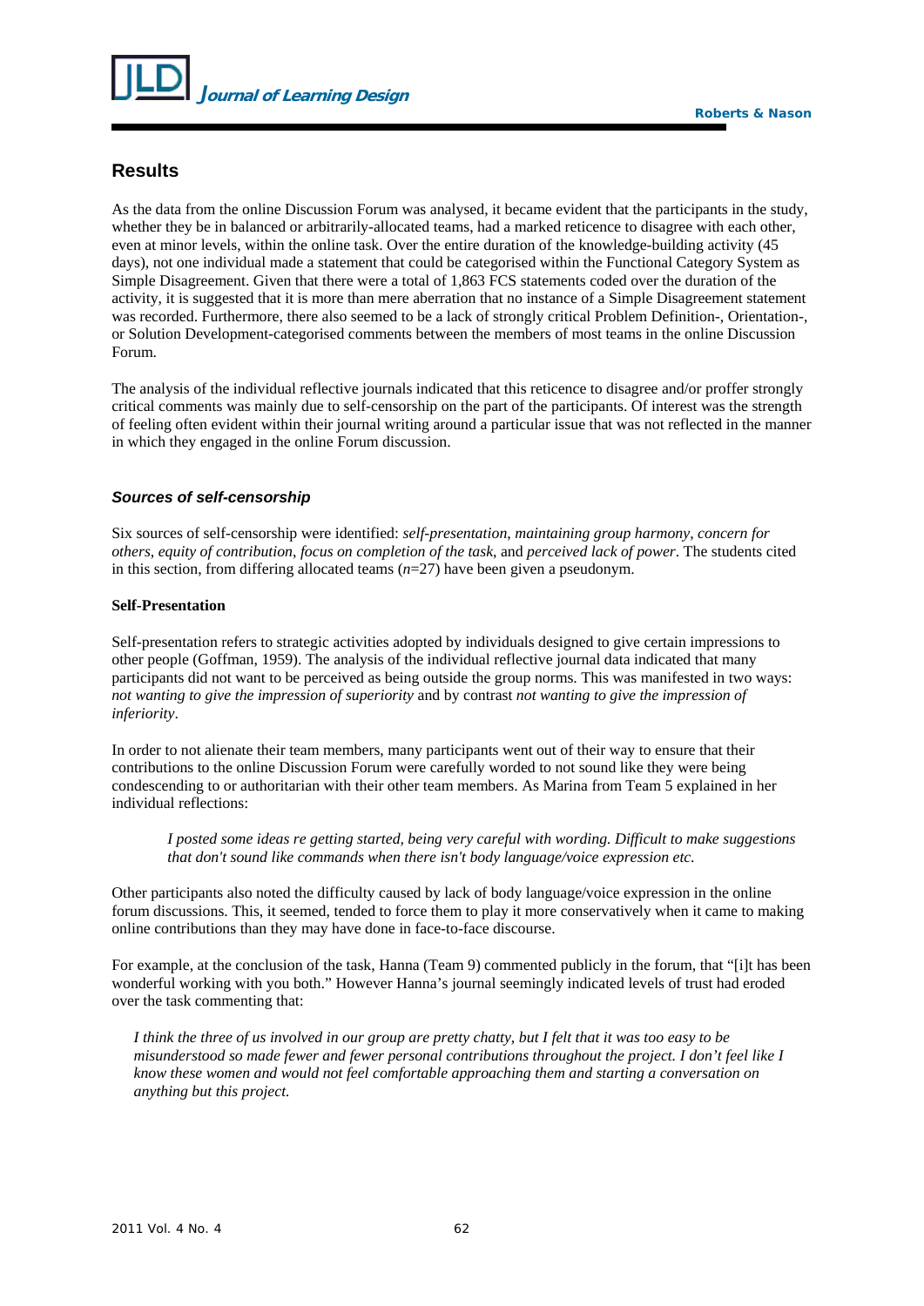## Results

As the data from the online Discussion Forum was analysed, it became evident that the participants in the study, whether they be in balanced or arbitrarily-allocated teams, had a marked reticence to disagree with each other, even at minor levels, within the online task. Over the entire duration of the knowledge-building activity (45 days), not one individual made a statement that could be categorised within the Functional Category System as Simple Disagreement. Given that there were a total of 1,863 FCS statements coded over the duration of the activity, it is suggested that it is more than mere aberration that no instance of a Simple Disagreement statement was recorded. Furthermore, there also seemed to be a lack of strongly critical Problem Definition-, Orientation-, or Solution Development-categorised comments between the members of most teams in the online Discussion Forum.

The analysis of the individual reflective journals indicated that this reticence to disagree and/or proffer strongly critical comments was mainly due to self-censorship on the part of the participants. Of interest was the strength of feeling often evident within their journal writing around a particular issue that was not reflected in the manner in which they engaged in the online Forum discussion.

### *Sources of self-censorship*

Six sources of self-censorship were identified: *self-presentation*, *maintaining group harmony*, *concern for others*, *equity of contribution*, *focus on completion of the task*, and *perceived lack of power*. The students cited in this section, from differing allocated teams ($n$=27) have been given a pseudonym.

#### Self-Presentation

Self-presentation refers to strategic activities adopted by individuals designed to give certain impressions to other people (Goffman, 1959). The analysis of the individual reflective journal data indicated that many participants did not want to be perceived as being outside the group norms. This was manifested in two ways: *not wanting to give the impression of superiority* and by contrast *not wanting to give the impression of inferiority*.

In order to not alienate their team members, many participants went out of their way to ensure that their contributions to the online Discussion Forum were carefully worded to not sound like they were being condescending to or authoritarian with their other team members. As Marina from Team 5 explained in her individual reflections:

> *I posted some ideas re getting started, being very careful with wording. Difficult to make suggestions that don't sound like commands when there isn't body language/voice expression etc.*

Other participants also noted the difficulty caused by lack of body language/voice expression in the online forum discussions. This, it seemed, tended to force them to play it more conservatively when it came to making online contributions than they may have done in face-to-face discourse.

For example, at the conclusion of the task, Hanna (Team 9) commented publicly in the forum, that "[i]t has been wonderful working with you both." However Hanna's journal seemingly indicated levels of trust had eroded over the task commenting that:

> *I think the three of us involved in our group are pretty chatty, but I felt that it was too easy to be misunderstood so made fewer and fewer personal contributions throughout the project. I don't feel like I know these women and would not feel comfortable approaching them and starting a conversation on anything but this project.*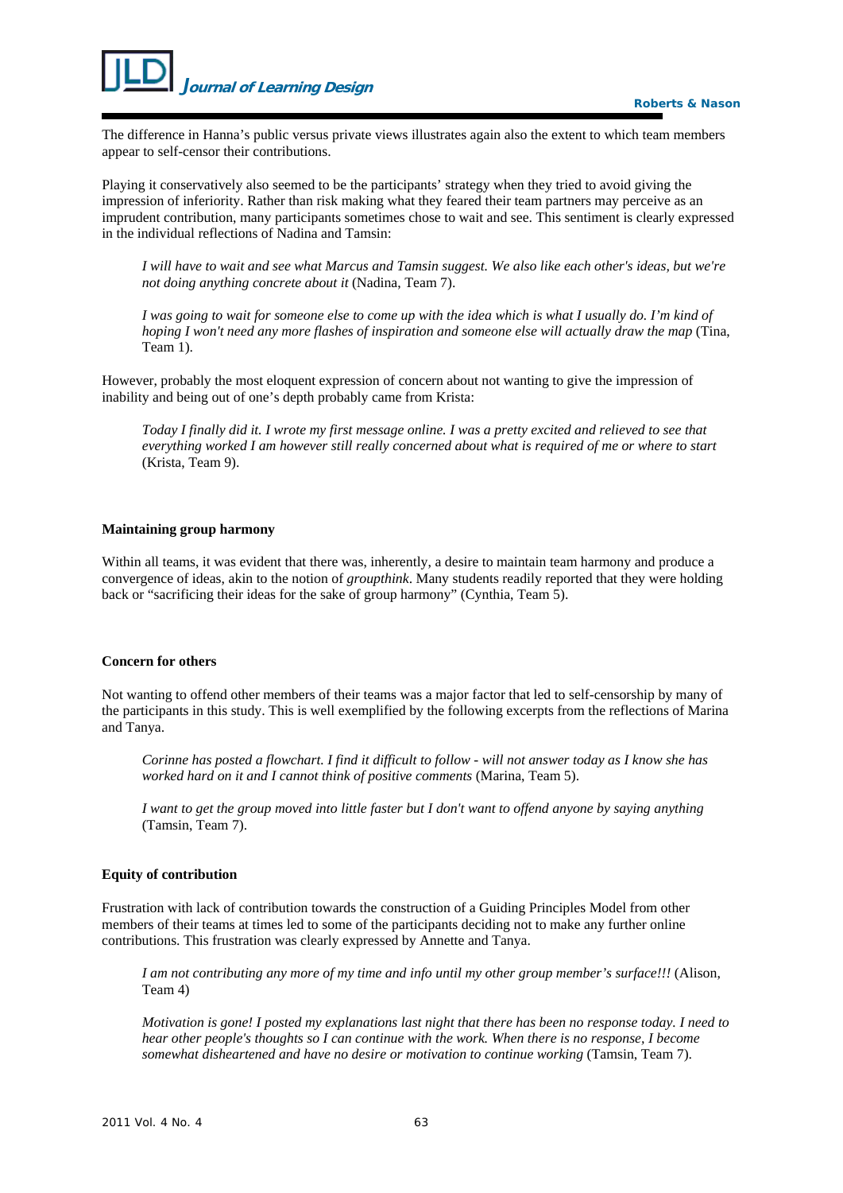The difference in Hanna's public versus private views illustrates again also the extent to which team members appear to self-censor their contributions.

Playing it conservatively also seemed to be the participants' strategy when they tried to avoid giving the impression of inferiority. Rather than risk making what they feared their team partners may perceive as an imprudent contribution, many participants sometimes chose to wait and see. This sentiment is clearly expressed in the individual reflections of Nadina and Tamsin:

> *I will have to wait and see what Marcus and Tamsin suggest. We also like each other's ideas, but we're not doing anything concrete about it* (Nadina, Team 7).

> *I was going to wait for someone else to come up with the idea which is what I usually do. I'm kind of hoping I won't need any more flashes of inspiration and someone else will actually draw the map* (Tina, Team 1).

However, probably the most eloquent expression of concern about not wanting to give the impression of inability and being out of one's depth probably came from Krista:

> *Today I finally did it. I wrote my first message online. I was a pretty excited and relieved to see that everything worked I am however still really concerned about what is required of me or where to start* (Krista, Team 9).

**Maintaining group harmony**

Within all teams, it was evident that there was, inherently, a desire to maintain team harmony and produce a convergence of ideas, akin to the notion of *groupthink*. Many students readily reported that they were holding back or "sacrificing their ideas for the sake of group harmony" (Cynthia, Team 5).

**Concern for others**

Not wanting to offend other members of their teams was a major factor that led to self-censorship by many of the participants in this study. This is well exemplified by the following excerpts from the reflections of Marina and Tanya.

> *Corinne has posted a flowchart. I find it difficult to follow - will not answer today as I know she has worked hard on it and I cannot think of positive comments* (Marina, Team 5).

> *I want to get the group moved into little faster but I don't want to offend anyone by saying anything* (Tamsin, Team 7).

**Equity of contribution**

Frustration with lack of contribution towards the construction of a Guiding Principles Model from other members of their teams at times led to some of the participants deciding not to make any further online contributions. This frustration was clearly expressed by Annette and Tanya.

> *I am not contributing any more of my time and info until my other group member's surface!!!* (Alison, Team 4)

> *Motivation is gone! I posted my explanations last night that there has been no response today. I need to hear other people's thoughts so I can continue with the work. When there is no response, I become somewhat disheartened and have no desire or motivation to continue working* (Tamsin, Team 7).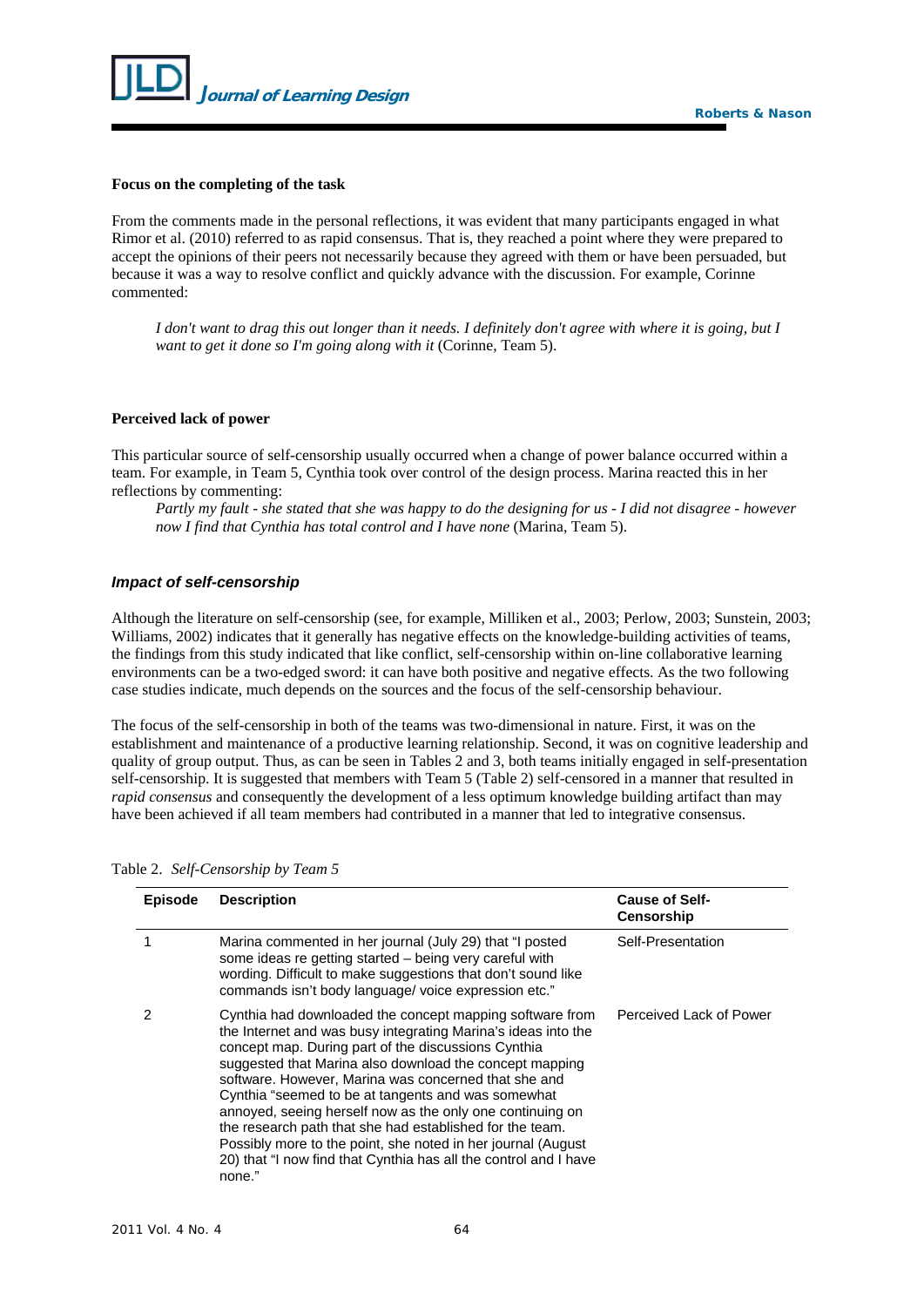**Focus on the completing of the task**

From the comments made in the personal reflections, it was evident that many participants engaged in what Rimor et al. (2010) referred to as rapid consensus. That is, they reached a point where they were prepared to accept the opinions of their peers not necessarily because they agreed with them or have been persuaded, but because it was a way to resolve conflict and quickly advance with the discussion. For example, Corinne commented:

> *I don't want to drag this out longer than it needs. I definitely don't agree with where it is going, but I want to get it done so I'm going along with it* (Corinne, Team 5).

**Perceived lack of power**

This particular source of self-censorship usually occurred when a change of power balance occurred within a team. For example, in Team 5, Cynthia took over control of the design process. Marina reacted this in her reflections by commenting:

> *Partly my fault - she stated that she was happy to do the designing for us - I did not disagree - however now I find that Cynthia has total control and I have none* (Marina, Team 5).

### *Impact of self-censorship*

Although the literature on self-censorship (see, for example, Milliken et al., 2003; Perlow, 2003; Sunstein, 2003; Williams, 2002) indicates that it generally has negative effects on the knowledge-building activities of teams, the findings from this study indicated that like conflict, self-censorship within on-line collaborative learning environments can be a two-edged sword: it can have both positive and negative effects. As the two following case studies indicate, much depends on the sources and the focus of the self-censorship behaviour.

The focus of the self-censorship in both of the teams was two-dimensional in nature. First, it was on the establishment and maintenance of a productive learning relationship. Second, it was on cognitive leadership and quality of group output. Thus, as can be seen in Tables 2 and 3, both teams initially engaged in self-presentation self-censorship. It is suggested that members with Team 5 (Table 2) self-censored in a manner that resulted in *rapid consensus* and consequently the development of a less optimum knowledge building artifact than may have been achieved if all team members had contributed in a manner that led to integrative consensus.

Table 2. *Self-Censorship by Team 5*

| Episode | Description | Cause of Self-Censorship |
|---|---|---|
| 1 | Marina commented in her journal (July 29) that "I posted some ideas re getting started – being very careful with wording. Difficult to make suggestions that don't sound like commands isn't body language/ voice expression etc." | Self-Presentation |
| 2 | Cynthia had downloaded the concept mapping software from the Internet and was busy integrating Marina's ideas into the concept map. During part of the discussions Cynthia suggested that Marina also download the concept mapping software. However, Marina was concerned that she and Cynthia "seemed to be at tangents and was somewhat annoyed, seeing herself now as the only one continuing on the research path that she had established for the team. Possibly more to the point, she noted in her journal (August 20) that "I now find that Cynthia has all the control and I have none." | Perceived Lack of Power |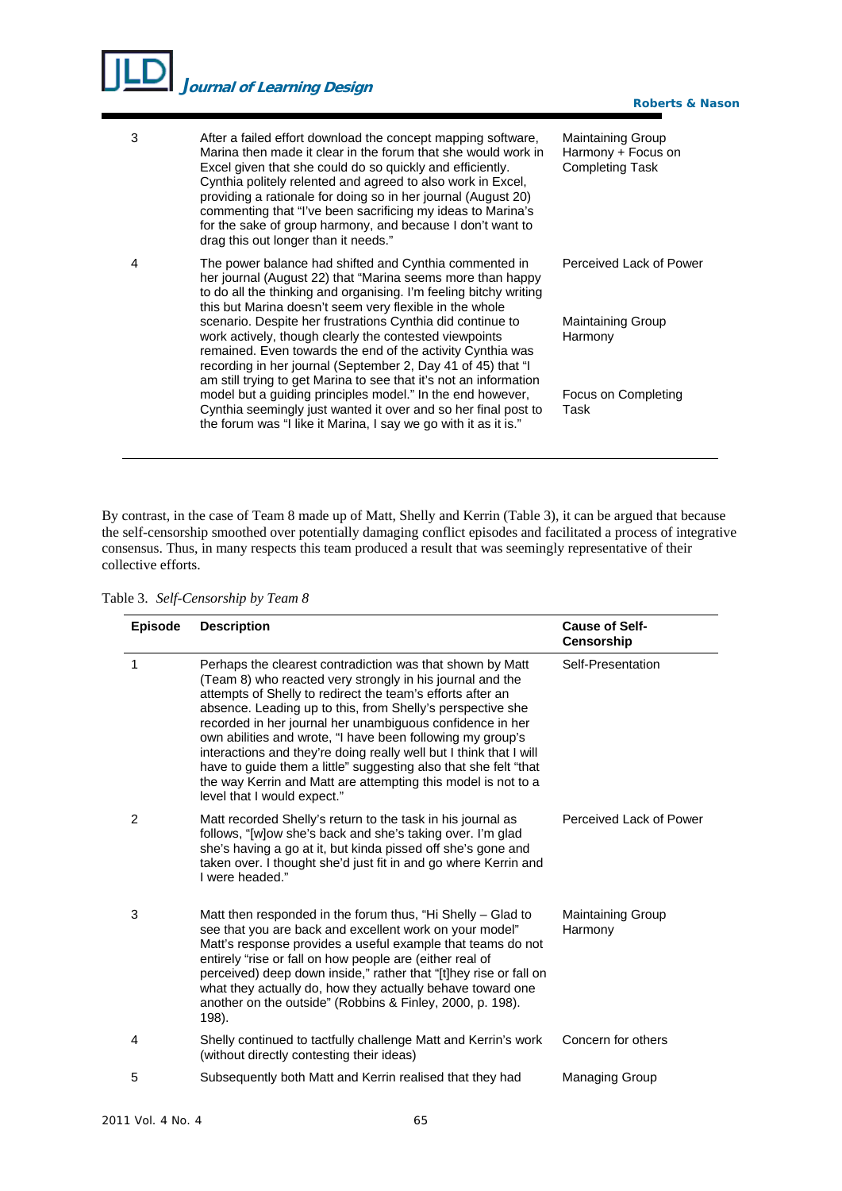| | | |
|---|---|---|
| 3 | After a failed effort download the concept mapping software, Marina then made it clear in the forum that she would work in Excel given that she could do so quickly and efficiently. Cynthia politely relented and agreed to also work in Excel, providing a rationale for doing so in her journal (August 20) commenting that "I've been sacrificing my ideas to Marina's for the sake of group harmony, and because I don't want to drag this out longer than it needs." | Maintaining Group Harmony + Focus on Completing Task |
| 4 | The power balance had shifted and Cynthia commented in her journal (August 22) that "Marina seems more than happy to do all the thinking and organising. I'm feeling bitchy writing this but Marina doesn't seem very flexible in the whole scenario. Despite her frustrations Cynthia did continue to work actively, though clearly the contested viewpoints remained. Even towards the end of the activity Cynthia was recording in her journal (September 2, Day 41 of 45) that "I am still trying to get Marina to see that it's not an information model but a guiding principles model." In the end however, Cynthia seemingly just wanted it over and so her final post to the forum was "I like it Marina, I say we go with it as it is." | Perceived Lack of Power<br><br>Maintaining Group Harmony<br><br>Focus on Completing Task |

By contrast, in the case of Team 8 made up of Matt, Shelly and Kerrin (Table 3), it can be argued that because the self-censorship smoothed over potentially damaging conflict episodes and facilitated a process of integrative consensus. Thus, in many respects this team produced a result that was seemingly representative of their collective efforts.

Table 3. *Self-Censorship by Team 8*

| Episode | Description | Cause of Self-Censorship |
|---|---|---|
| 1 | Perhaps the clearest contradiction was that shown by Matt (Team 8) who reacted very strongly in his journal and the attempts of Shelly to redirect the team's efforts after an absence. Leading up to this, from Shelly's perspective she recorded in her journal her unambiguous confidence in her own abilities and wrote, "I have been following my group's interactions and they're doing really well but I think that I will have to guide them a little" suggesting also that she felt "that the way Kerrin and Matt are attempting this model is not to a level that I would expect." | Self-Presentation |
| 2 | Matt recorded Shelly's return to the task in his journal as follows, "[w]ow she's back and she's taking over. I'm glad she's having a go at it, but kinda pissed off she's gone and taken over. I thought she'd just fit in and go where Kerrin and I were headed." | Perceived Lack of Power |
| 3 | Matt then responded in the forum thus, "Hi Shelly – Glad to see that you are back and excellent work on your model" Matt's response provides a useful example that teams do not entirely "rise or fall on how people are (either real of perceived) deep down inside," rather that "[t]hey rise or fall on what they actually do, how they actually behave toward one another on the outside" (Robbins & Finley, 2000, p. 198). 198). | Maintaining Group Harmony |
| 4 | Shelly continued to tactfully challenge Matt and Kerrin's work (without directly contesting their ideas) | Concern for others |
| 5 | Subsequently both Matt and Kerrin realised that they had | Managing Group |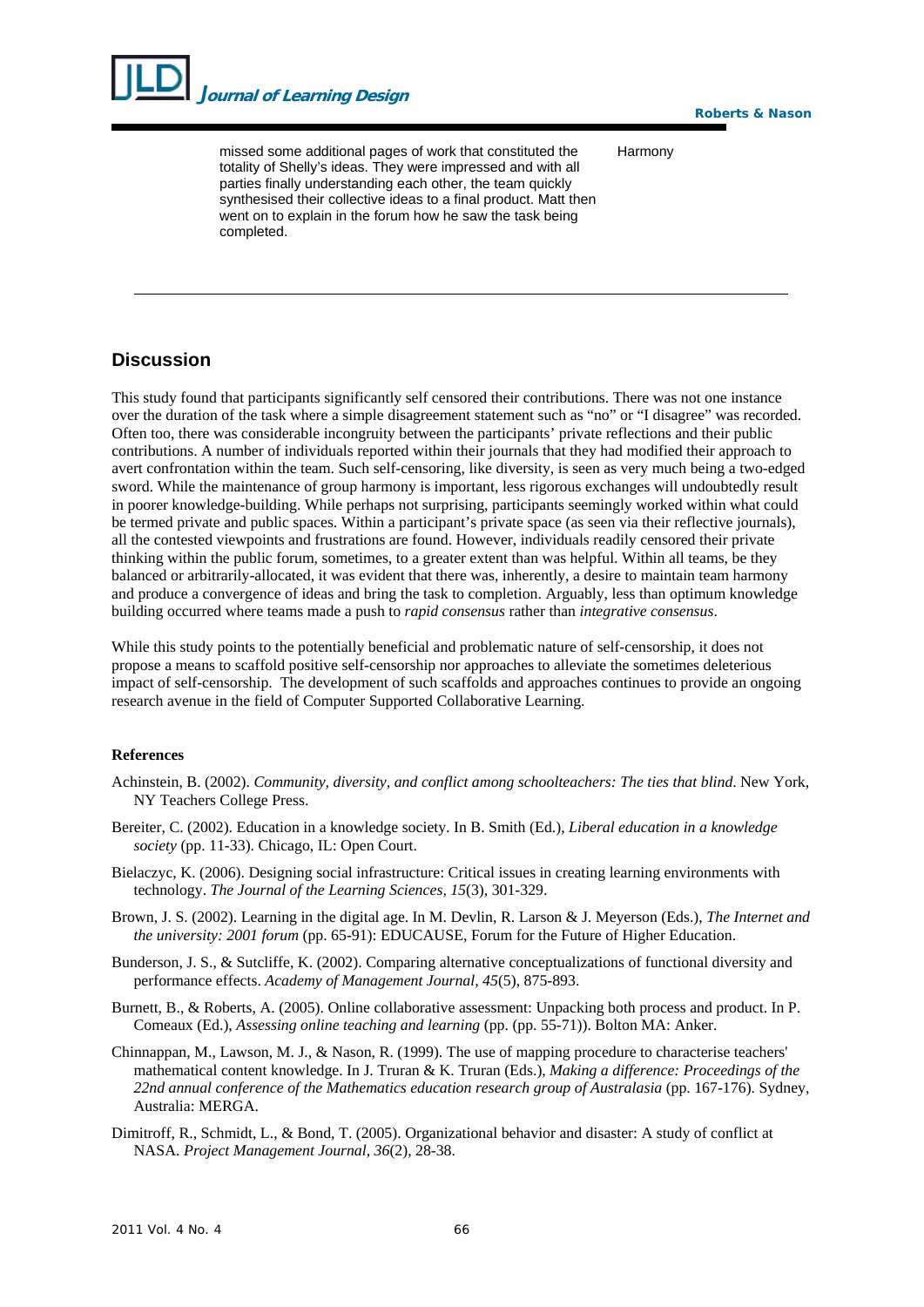| | |
|---|---|
| missed some additional pages of work that constituted the totality of Shelly's ideas. They were impressed and with all parties finally understanding each other, the team quickly synthesised their collective ideas to a final product. Matt then went on to explain in the forum how he saw the task being completed. | Harmony |

## Discussion

This study found that participants significantly self censored their contributions. There was not one instance over the duration of the task where a simple disagreement statement such as "no" or "I disagree" was recorded. Often too, there was considerable incongruity between the participants' private reflections and their public contributions. A number of individuals reported within their journals that they had modified their approach to avert confrontation within the team. Such self-censoring, like diversity, is seen as very much being a two-edged sword. While the maintenance of group harmony is important, less rigorous exchanges will undoubtedly result in poorer knowledge-building. While perhaps not surprising, participants seemingly worked within what could be termed private and public spaces. Within a participant's private space (as seen via their reflective journals), all the contested viewpoints and frustrations are found. However, individuals readily censored their private thinking within the public forum, sometimes, to a greater extent than was helpful. Within all teams, be they balanced or arbitrarily-allocated, it was evident that there was, inherently, a desire to maintain team harmony and produce a convergence of ideas and bring the task to completion. Arguably, less than optimum knowledge building occurred where teams made a push to *rapid consensus* rather than *integrative consensus*.

While this study points to the potentially beneficial and problematic nature of self-censorship, it does not propose a means to scaffold positive self-censorship nor approaches to alleviate the sometimes deleterious impact of self-censorship. The development of such scaffolds and approaches continues to provide an ongoing research avenue in the field of Computer Supported Collaborative Learning.

### References

Achinstein, B. (2002). *Community, diversity, and conflict among schoolteachers: The ties that blind*. New York, NY Teachers College Press.

Bereiter, C. (2002). Education in a knowledge society. In B. Smith (Ed.), *Liberal education in a knowledge society* (pp. 11-33). Chicago, IL: Open Court.

Bielaczyc, K. (2006). Designing social infrastructure: Critical issues in creating learning environments with technology. *The Journal of the Learning Sciences, 15*(3), 301-329.

Brown, J. S. (2002). Learning in the digital age. In M. Devlin, R. Larson & J. Meyerson (Eds.), *The Internet and the university: 2001 forum* (pp. 65-91): EDUCAUSE, Forum for the Future of Higher Education.

Bunderson, J. S., & Sutcliffe, K. (2002). Comparing alternative conceptualizations of functional diversity and performance effects. *Academy of Management Journal, 45*(5), 875-893.

Burnett, B., & Roberts, A. (2005). Online collaborative assessment: Unpacking both process and product. In P. Comeaux (Ed.), *Assessing online teaching and learning* (pp. (pp. 55-71)). Bolton MA: Anker.

Chinnappan, M., Lawson, M. J., & Nason, R. (1999). The use of mapping procedure to characterise teachers' mathematical content knowledge. In J. Truran & K. Truran (Eds.), *Making a difference: Proceedings of the 22nd annual conference of the Mathematics education research group of Australasia* (pp. 167-176). Sydney, Australia: MERGA.

Dimitroff, R., Schmidt, L., & Bond, T. (2005). Organizational behavior and disaster: A study of conflict at NASA. *Project Management Journal, 36*(2), 28-38.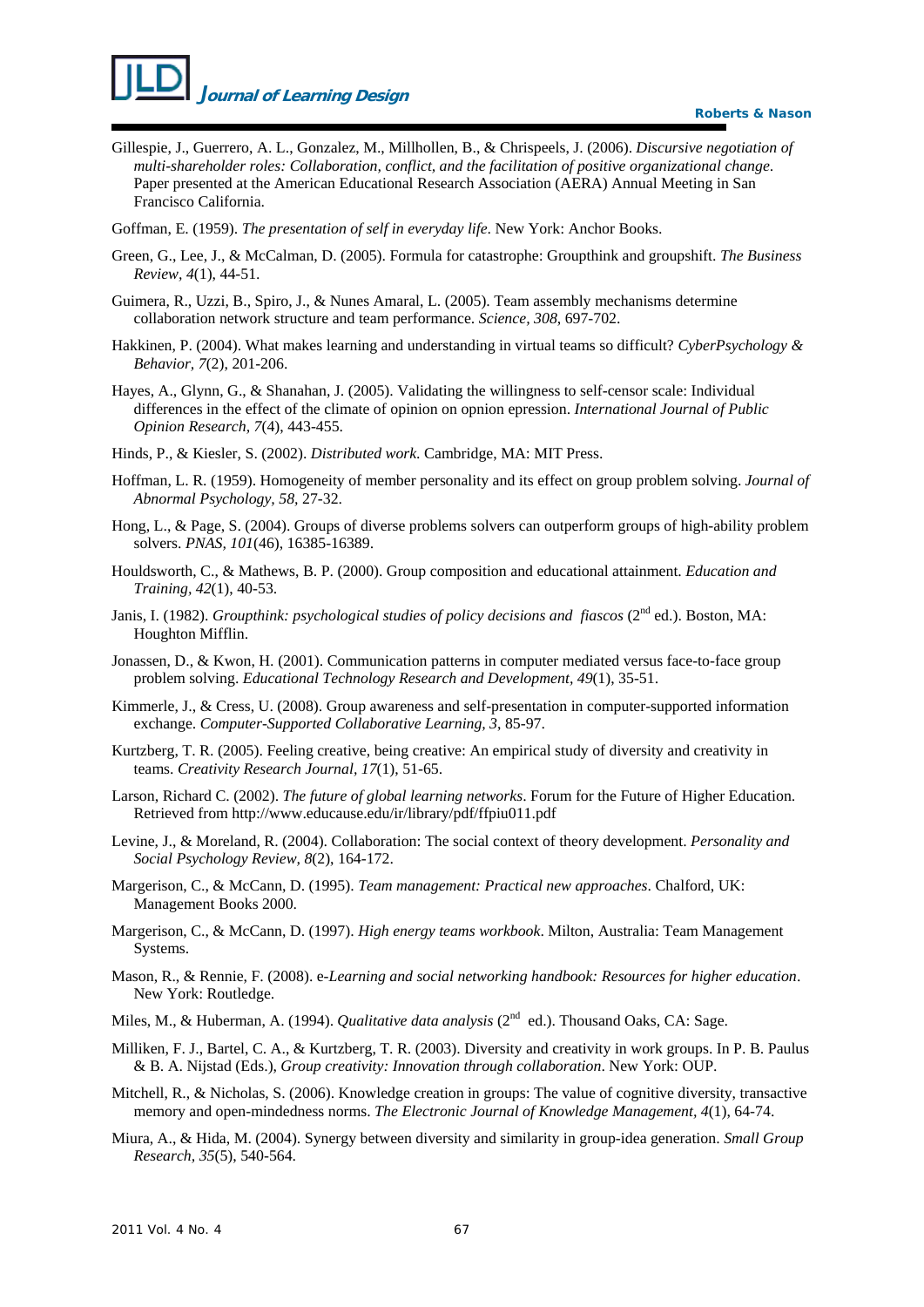Gillespie, J., Guerrero, A. L., Gonzalez, M., Millhollen, B., & Chrispeels, J. (2006). *Discursive negotiation of multi-shareholder roles: Collaboration, conflict, and the facilitation of positive organizational change*. Paper presented at the American Educational Research Association (AERA) Annual Meeting in San Francisco California.

Goffman, E. (1959). *The presentation of self in everyday life*. New York: Anchor Books.

Green, G., Lee, J., & McCalman, D. (2005). Formula for catastrophe: Groupthink and groupshift. *The Business Review, 4*(1), 44-51.

Guimera, R., Uzzi, B., Spiro, J., & Nunes Amaral, L. (2005). Team assembly mechanisms determine collaboration network structure and team performance. *Science, 308*, 697-702.

Hakkinen, P. (2004). What makes learning and understanding in virtual teams so difficult? *CyberPsychology & Behavior, 7*(2), 201-206.

Hayes, A., Glynn, G., & Shanahan, J. (2005). Validating the willingness to self-censor scale: Individual differences in the effect of the climate of opinion on opnion epression. *International Journal of Public Opinion Research, 7*(4), 443-455.

Hinds, P., & Kiesler, S. (2002). *Distributed work*. Cambridge, MA: MIT Press.

Hoffman, L. R. (1959). Homogeneity of member personality and its effect on group problem solving. *Journal of Abnormal Psychology, 58*, 27-32.

Hong, L., & Page, S. (2004). Groups of diverse problems solvers can outperform groups of high-ability problem solvers. *PNAS, 101*(46), 16385-16389.

Houldsworth, C., & Mathews, B. P. (2000). Group composition and educational attainment. *Education and Training, 42*(1), 40-53.

Janis, I. (1982). *Groupthink: psychological studies of policy decisions and fiascos* (2nd ed.). Boston, MA: Houghton Mifflin.

Jonassen, D., & Kwon, H. (2001). Communication patterns in computer mediated versus face-to-face group problem solving. *Educational Technology Research and Development, 49*(1), 35-51.

Kimmerle, J., & Cress, U. (2008). Group awareness and self-presentation in computer-supported information exchange. *Computer-Supported Collaborative Learning, 3*, 85-97.

Kurtzberg, T. R. (2005). Feeling creative, being creative: An empirical study of diversity and creativity in teams. *Creativity Research Journal, 17*(1), 51-65.

Larson, Richard C. (2002). *The future of global learning networks*. Forum for the Future of Higher Education. Retrieved from http://www.educause.edu/ir/library/pdf/ffpiu011.pdf

Levine, J., & Moreland, R. (2004). Collaboration: The social context of theory development. *Personality and Social Psychology Review, 8*(2), 164-172.

Margerison, C., & McCann, D. (1995). *Team management: Practical new approaches*. Chalford, UK: Management Books 2000.

Margerison, C., & McCann, D. (1997). *High energy teams workbook*. Milton, Australia: Team Management Systems.

Mason, R., & Rennie, F. (2008). e-*Learning and social networking handbook: Resources for higher education*. New York: Routledge.

Miles, M., & Huberman, A. (1994). *Qualitative data analysis* (2nd ed.). Thousand Oaks, CA: Sage.

Milliken, F. J., Bartel, C. A., & Kurtzberg, T. R. (2003). Diversity and creativity in work groups. In P. B. Paulus & B. A. Nijstad (Eds.), *Group creativity: Innovation through collaboration*. New York: OUP.

Mitchell, R., & Nicholas, S. (2006). Knowledge creation in groups: The value of cognitive diversity, transactive memory and open-mindedness norms. *The Electronic Journal of Knowledge Management, 4*(1), 64-74.

Miura, A., & Hida, M. (2004). Synergy between diversity and similarity in group-idea generation. *Small Group Research, 35*(5), 540-564.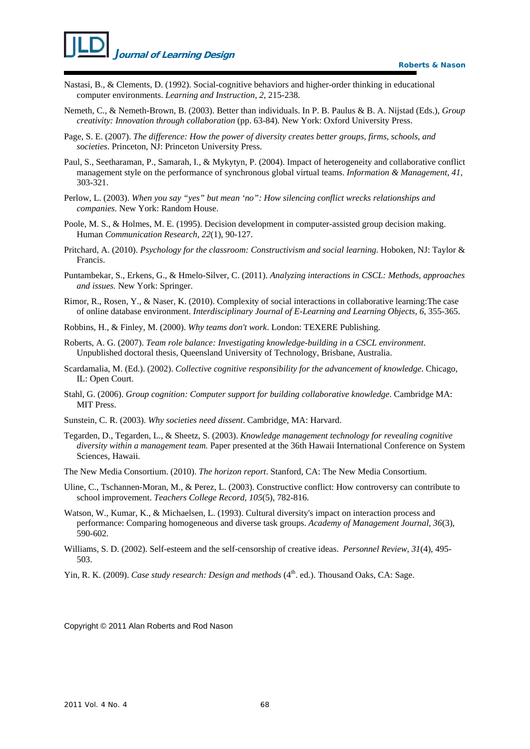Nastasi, B., & Clements, D. (1992). Social-cognitive behaviors and higher-order thinking in educational computer environments. *Learning and Instruction, 2*, 215-238.

Nemeth, C., & Nemeth-Brown, B. (2003). Better than individuals. In P. B. Paulus & B. A. Nijstad (Eds.), *Group creativity: Innovation through collaboration* (pp. 63-84). New York: Oxford University Press.

Page, S. E. (2007). *The difference: How the power of diversity creates better groups, firms, schools, and societies*. Princeton, NJ: Princeton University Press.

Paul, S., Seetharaman, P., Samarah, I., & Mykytyn, P. (2004). Impact of heterogeneity and collaborative conflict management style on the performance of synchronous global virtual teams. *Information & Management, 41*, 303-321.

Perlow, L. (2003). *When you say "yes" but mean 'no": How silencing conflict wrecks relationships and companies.* New York: Random House.

Poole, M. S., & Holmes, M. E. (1995). Decision development in computer-assisted group decision making. Human *Communication Research, 22*(1), 90-127.

Pritchard, A. (2010). *Psychology for the classroom: Constructivism and social learning*. Hoboken, NJ: Taylor & Francis.

Puntambekar, S., Erkens, G., & Hmelo-Silver, C. (2011). *Analyzing interactions in CSCL: Methods, approaches and issues.* New York: Springer.

Rimor, R., Rosen, Y., & Naser, K. (2010). Complexity of social interactions in collaborative learning:The case of online database environment. *Interdisciplinary Journal of E-Learning and Learning Objects, 6*, 355-365.

Robbins, H., & Finley, M. (2000). *Why teams don't work*. London: TEXERE Publishing.

Roberts, A. G. (2007). *Team role balance: Investigating knowledge-building in a CSCL environment*. Unpublished doctoral thesis, Queensland University of Technology, Brisbane, Australia.

Scardamalia, M. (Ed.). (2002). *Collective cognitive responsibility for the advancement of knowledge*. Chicago, IL: Open Court.

Stahl, G. (2006). *Group cognition: Computer support for building collaborative knowledge*. Cambridge MA: MIT Press.

Sunstein, C. R. (2003). *Why societies need dissent*. Cambridge, MA: Harvard.

Tegarden, D., Tegarden, L., & Sheetz, S. (2003). *Knowledge management technology for revealing cognitive diversity within a management team.* Paper presented at the 36th Hawaii International Conference on System Sciences, Hawaii.

The New Media Consortium. (2010). *The horizon report*. Stanford, CA: The New Media Consortium.

Uline, C., Tschannen-Moran, M., & Perez, L. (2003). Constructive conflict: How controversy can contribute to school improvement. *Teachers College Record, 105*(5), 782-816.

Watson, W., Kumar, K., & Michaelsen, L. (1993). Cultural diversity's impact on interaction process and performance: Comparing homogeneous and diverse task groups. *Academy of Management Journal, 36*(3), 590-602.

Williams, S. D. (2002). Self-esteem and the self-censorship of creative ideas. *Personnel Review, 31*(4), 495-503.

Yin, R. K. (2009). *Case study research: Design and methods* (4th. ed.). Thousand Oaks, CA: Sage.

Copyright © 2011 Alan Roberts and Rod Nason